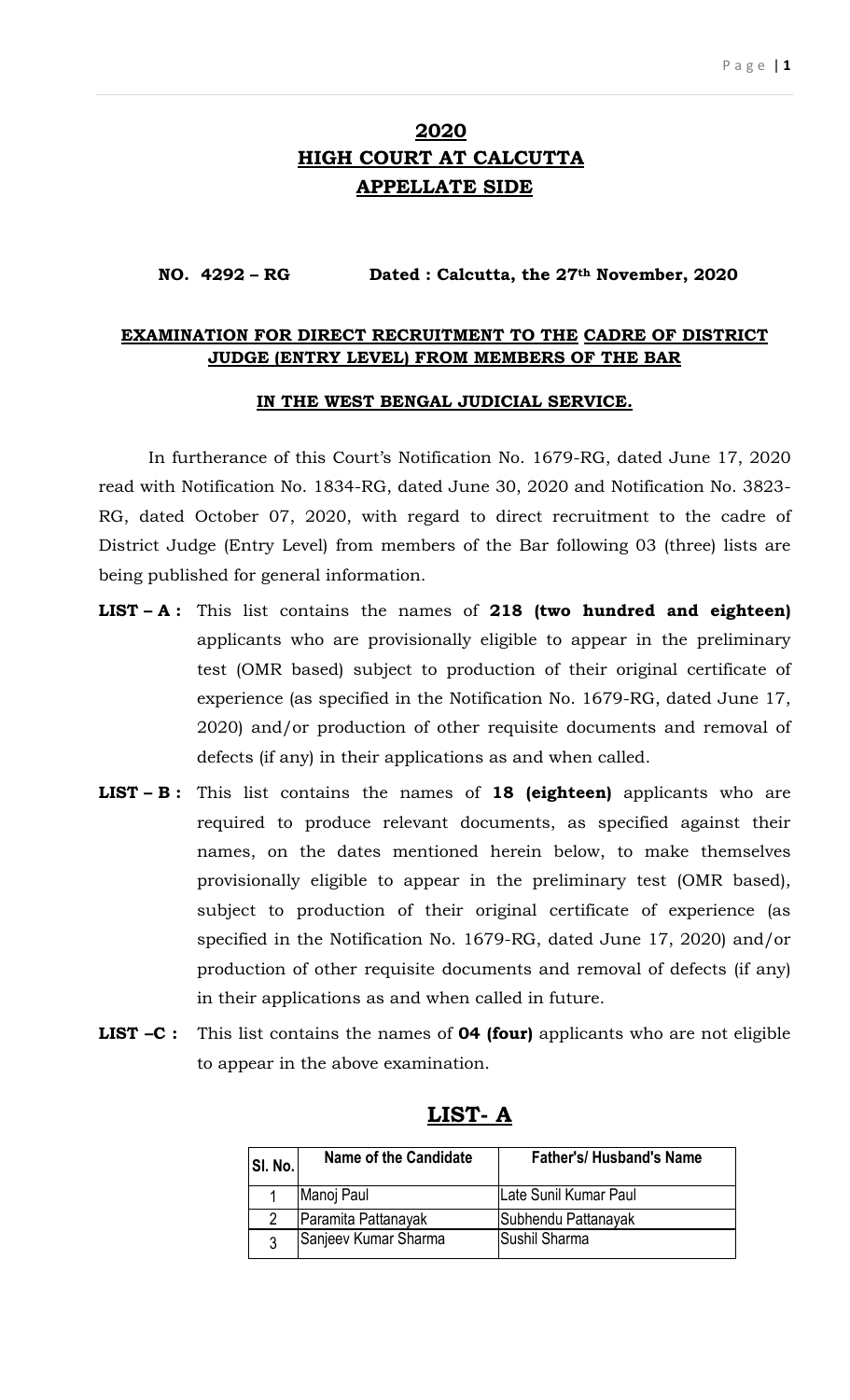# 2020
# HIGH COURT AT CALCUTTA
# APPELLATE SIDE

**NO. 4292 – RG** **Dated : Calcutta, the 27th November, 2020**

## EXAMINATION FOR DIRECT RECRUITMENT TO THE CADRE OF DISTRICT JUDGE (ENTRY LEVEL) FROM MEMBERS OF THE BAR

### IN THE WEST BENGAL JUDICIAL SERVICE.

In furtherance of this Court's Notification No. 1679-RG, dated June 17, 2020 read with Notification No. 1834-RG, dated June 30, 2020 and Notification No. 3823-RG, dated October 07, 2020, with regard to direct recruitment to the cadre of District Judge (Entry Level) from members of the Bar following 03 (three) lists are being published for general information.

**LIST – A :** This list contains the names of **218 (two hundred and eighteen)** applicants who are provisionally eligible to appear in the preliminary test (OMR based) subject to production of their original certificate of experience (as specified in the Notification No. 1679-RG, dated June 17, 2020) and/or production of other requisite documents and removal of defects (if any) in their applications as and when called.

**LIST – B :** This list contains the names of **18 (eighteen)** applicants who are required to produce relevant documents, as specified against their names, on the dates mentioned herein below, to make themselves provisionally eligible to appear in the preliminary test (OMR based), subject to production of their original certificate of experience (as specified in the Notification No. 1679-RG, dated June 17, 2020) and/or production of other requisite documents and removal of defects (if any) in their applications as and when called in future.

**LIST –C :** This list contains the names of **04 (four)** applicants who are not eligible to appear in the above examination.

## LIST- A

| Sl. No. | Name of the Candidate | Father's/ Husband's Name |
|---|---|---|
| 1 | Manoj Paul | Late Sunil Kumar Paul |
| 2 | Paramita Pattanayak | Subhendu Pattanayak |
| 3 | Sanjeev Kumar Sharma | Sushil Sharma |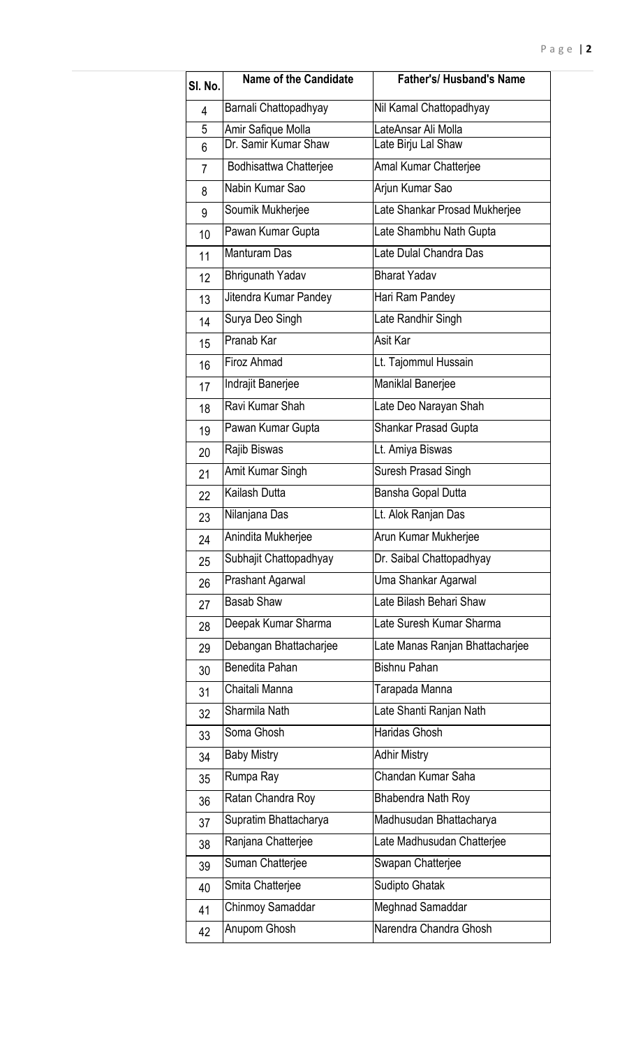| Sl. No. | Name of the Candidate | Father's/ Husband's Name |
|---|---|---|
| 4 | Barnali Chattopadhyay | Nil Kamal Chattopadhyay |
| 5 | Amir Safique Molla | LateAnsar Ali Molla |
| 6 | Dr. Samir Kumar Shaw | Late Birju Lal Shaw |
| 7 | Bodhisattwa Chatterjee | Amal Kumar Chatterjee |
| 8 | Nabin Kumar Sao | Arjun Kumar Sao |
| 9 | Soumik Mukherjee | Late Shankar Prosad Mukherjee |
| 10 | Pawan Kumar Gupta | Late Shambhu Nath Gupta |
| 11 | Manturam Das | Late Dulal Chandra Das |
| 12 | Bhrigunath Yadav | Bharat Yadav |
| 13 | Jitendra Kumar Pandey | Hari Ram Pandey |
| 14 | Surya Deo Singh | Late Randhir Singh |
| 15 | Pranab Kar | Asit Kar |
| 16 | Firoz Ahmad | Lt. Tajommul Hussain |
| 17 | Indrajit Banerjee | Maniklal Banerjee |
| 18 | Ravi Kumar Shah | Late Deo Narayan Shah |
| 19 | Pawan Kumar Gupta | Shankar Prasad Gupta |
| 20 | Rajib Biswas | Lt. Amiya Biswas |
| 21 | Amit Kumar Singh | Suresh Prasad Singh |
| 22 | Kailash Dutta | Bansha Gopal Dutta |
| 23 | Nilanjana Das | Lt. Alok Ranjan Das |
| 24 | Anindita Mukherjee | Arun Kumar Mukherjee |
| 25 | Subhajit Chattopadhyay | Dr. Saibal Chattopadhyay |
| 26 | Prashant Agarwal | Uma Shankar Agarwal |
| 27 | Basab Shaw | Late Bilash Behari Shaw |
| 28 | Deepak Kumar Sharma | Late Suresh Kumar Sharma |
| 29 | Debangan Bhattacharjee | Late Manas Ranjan Bhattacharjee |
| 30 | Benedita Pahan | Bishnu Pahan |
| 31 | Chaitali Manna | Tarapada Manna |
| 32 | Sharmila Nath | Late Shanti Ranjan Nath |
| 33 | Soma Ghosh | Haridas Ghosh |
| 34 | Baby Mistry | Adhir Mistry |
| 35 | Rumpa Ray | Chandan Kumar Saha |
| 36 | Ratan Chandra Roy | Bhabendra Nath Roy |
| 37 | Supratim Bhattacharya | Madhusudan Bhattacharya |
| 38 | Ranjana Chatterjee | Late Madhusudan Chatterjee |
| 39 | Suman Chatterjee | Swapan Chatterjee |
| 40 | Smita Chatterjee | Sudipto Ghatak |
| 41 | Chinmoy Samaddar | Meghnad Samaddar |
| 42 | Anupom Ghosh | Narendra Chandra Ghosh |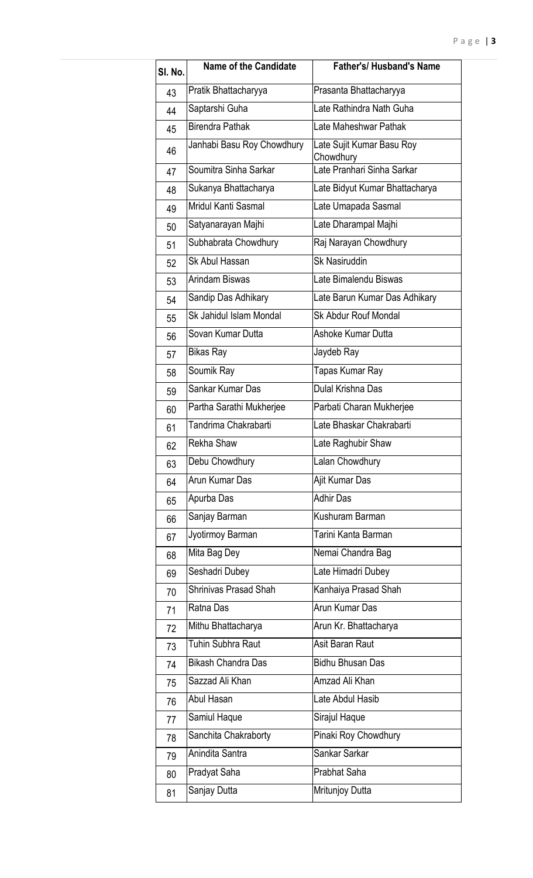| Sl. No. | Name of the Candidate | Father's/ Husband's Name |
|---|---|---|
| 43 | Pratik Bhattacharyya | Prasanta Bhattacharyya |
| 44 | Saptarshi Guha | Late Rathindra Nath Guha |
| 45 | Birendra Pathak | Late Maheshwar Pathak |
| 46 | Janhabi Basu Roy Chowdhury | Late Sujit Kumar Basu Roy Chowdhury |
| 47 | Soumitra Sinha Sarkar | Late Pranhari Sinha Sarkar |
| 48 | Sukanya Bhattacharya | Late Bidyut Kumar Bhattacharya |
| 49 | Mridul Kanti Sasmal | Late Umapada Sasmal |
| 50 | Satyanarayan Majhi | Late Dharampal Majhi |
| 51 | Subhabrata Chowdhury | Raj Narayan Chowdhury |
| 52 | Sk Abul Hassan | Sk Nasiruddin |
| 53 | Arindam Biswas | Late Bimalendu Biswas |
| 54 | Sandip Das Adhikary | Late Barun Kumar Das Adhikary |
| 55 | Sk Jahidul Islam Mondal | Sk Abdur Rouf Mondal |
| 56 | Sovan Kumar Dutta | Ashoke Kumar Dutta |
| 57 | Bikas Ray | Jaydeb Ray |
| 58 | Soumik Ray | Tapas Kumar Ray |
| 59 | Sankar Kumar Das | Dulal Krishna Das |
| 60 | Partha Sarathi Mukherjee | Parbati Charan Mukherjee |
| 61 | Tandrima Chakrabarti | Late Bhaskar Chakrabarti |
| 62 | Rekha Shaw | Late Raghubir Shaw |
| 63 | Debu Chowdhury | Lalan Chowdhury |
| 64 | Arun Kumar Das | Ajit Kumar Das |
| 65 | Apurba Das | Adhir Das |
| 66 | Sanjay Barman | Kushuram Barman |
| 67 | Jyotirmoy Barman | Tarini Kanta Barman |
| 68 | Mita Bag Dey | Nemai Chandra Bag |
| 69 | Seshadri Dubey | Late Himadri Dubey |
| 70 | Shrinivas Prasad Shah | Kanhaiya Prasad Shah |
| 71 | Ratna Das | Arun Kumar Das |
| 72 | Mithu Bhattacharya | Arun Kr. Bhattacharya |
| 73 | Tuhin Subhra Raut | Asit Baran Raut |
| 74 | Bikash Chandra Das | Bidhu Bhusan Das |
| 75 | Sazzad Ali Khan | Amzad Ali Khan |
| 76 | Abul Hasan | Late Abdul Hasib |
| 77 | Samiul Haque | Sirajul Haque |
| 78 | Sanchita Chakraborty | Pinaki Roy Chowdhury |
| 79 | Anindita Santra | Sankar Sarkar |
| 80 | Pradyat Saha | Prabhat Saha |
| 81 | Sanjay Dutta | Mritunjoy Dutta |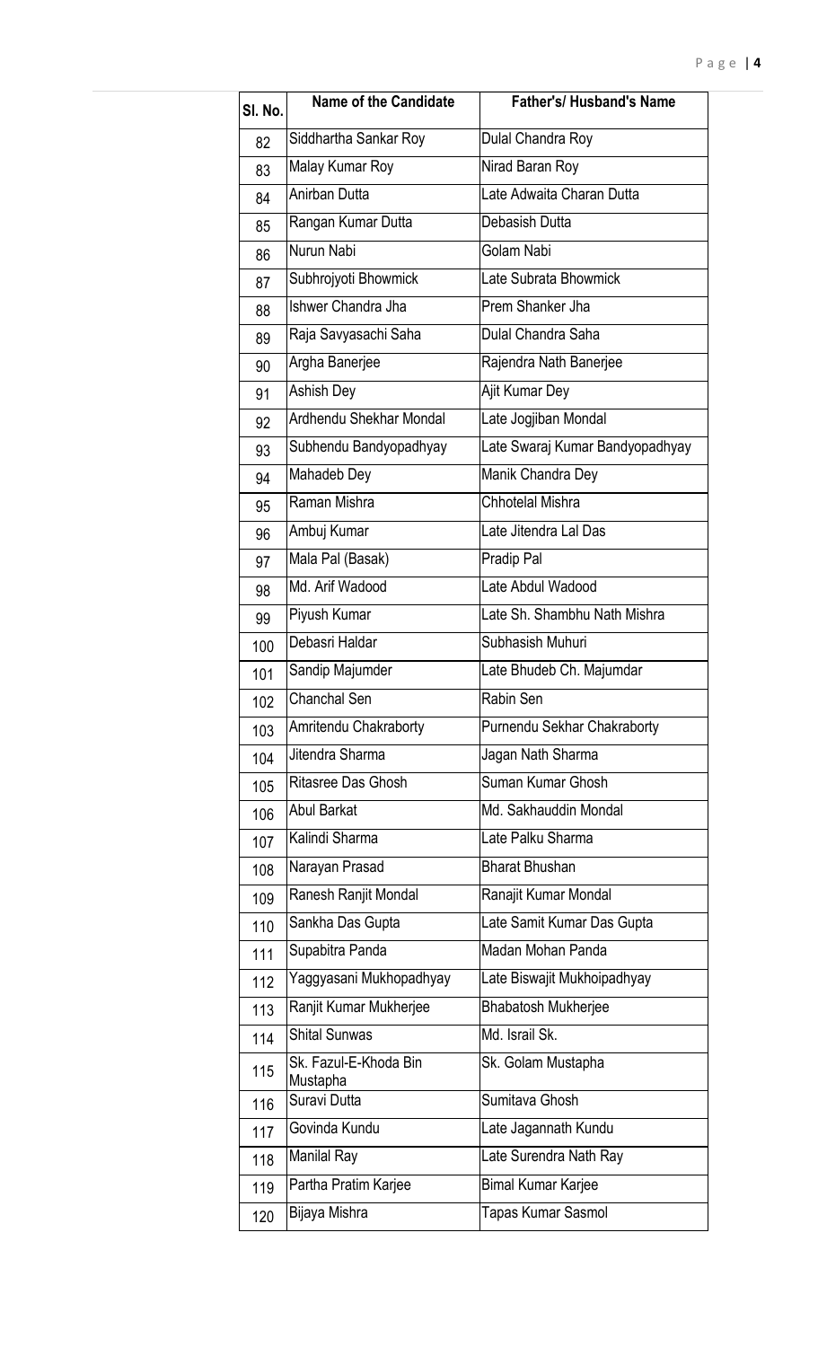| Sl. No. | Name of the Candidate | Father's/ Husband's Name |
|---|---|---|
| 82 | Siddhartha Sankar Roy | Dulal Chandra Roy |
| 83 | Malay Kumar Roy | Nirad Baran Roy |
| 84 | Anirban Dutta | Late Adwaita Charan Dutta |
| 85 | Rangan Kumar Dutta | Debasish Dutta |
| 86 | Nurun Nabi | Golam Nabi |
| 87 | Subhrojyoti Bhowmick | Late Subrata Bhowmick |
| 88 | Ishwer Chandra Jha | Prem Shanker Jha |
| 89 | Raja Savyasachi Saha | Dulal Chandra Saha |
| 90 | Argha Banerjee | Rajendra Nath Banerjee |
| 91 | Ashish Dey | Ajit Kumar Dey |
| 92 | Ardhendu Shekhar Mondal | Late Jogjiban Mondal |
| 93 | Subhendu Bandyopadhyay | Late Swaraj Kumar Bandyopadhyay |
| 94 | Mahadeb Dey | Manik Chandra Dey |
| 95 | Raman Mishra | Chhotelal Mishra |
| 96 | Ambuj Kumar | Late Jitendra Lal Das |
| 97 | Mala Pal (Basak) | Pradip Pal |
| 98 | Md. Arif Wadood | Late Abdul Wadood |
| 99 | Piyush Kumar | Late Sh. Shambhu Nath Mishra |
| 100 | Debasri Haldar | Subhasish Muhuri |
| 101 | Sandip Majumder | Late Bhudeb Ch. Majumdar |
| 102 | Chanchal Sen | Rabin Sen |
| 103 | Amritendu Chakraborty | Purnendu Sekhar Chakraborty |
| 104 | Jitendra Sharma | Jagan Nath Sharma |
| 105 | Ritasree Das Ghosh | Suman Kumar Ghosh |
| 106 | Abul Barkat | Md. Sakhauddin Mondal |
| 107 | Kalindi Sharma | Late Palku Sharma |
| 108 | Narayan Prasad | Bharat Bhushan |
| 109 | Ranesh Ranjit Mondal | Ranajit Kumar Mondal |
| 110 | Sankha Das Gupta | Late Samit Kumar Das Gupta |
| 111 | Supabitra Panda | Madan Mohan Panda |
| 112 | Yaggyasani Mukhopadhyay | Late Biswajit Mukhoipadhyay |
| 113 | Ranjit Kumar Mukherjee | Bhabatosh Mukherjee |
| 114 | Shital Sunwas | Md. Israil Sk. |
| 115 | Sk. Fazul-E-Khoda Bin Mustapha | Sk. Golam Mustapha |
| 116 | Suravi Dutta | Sumitava Ghosh |
| 117 | Govinda Kundu | Late Jagannath Kundu |
| 118 | Manilal Ray | Late Surendra Nath Ray |
| 119 | Partha Pratim Karjee | Bimal Kumar Karjee |
| 120 | Bijaya Mishra | Tapas Kumar Sasmol |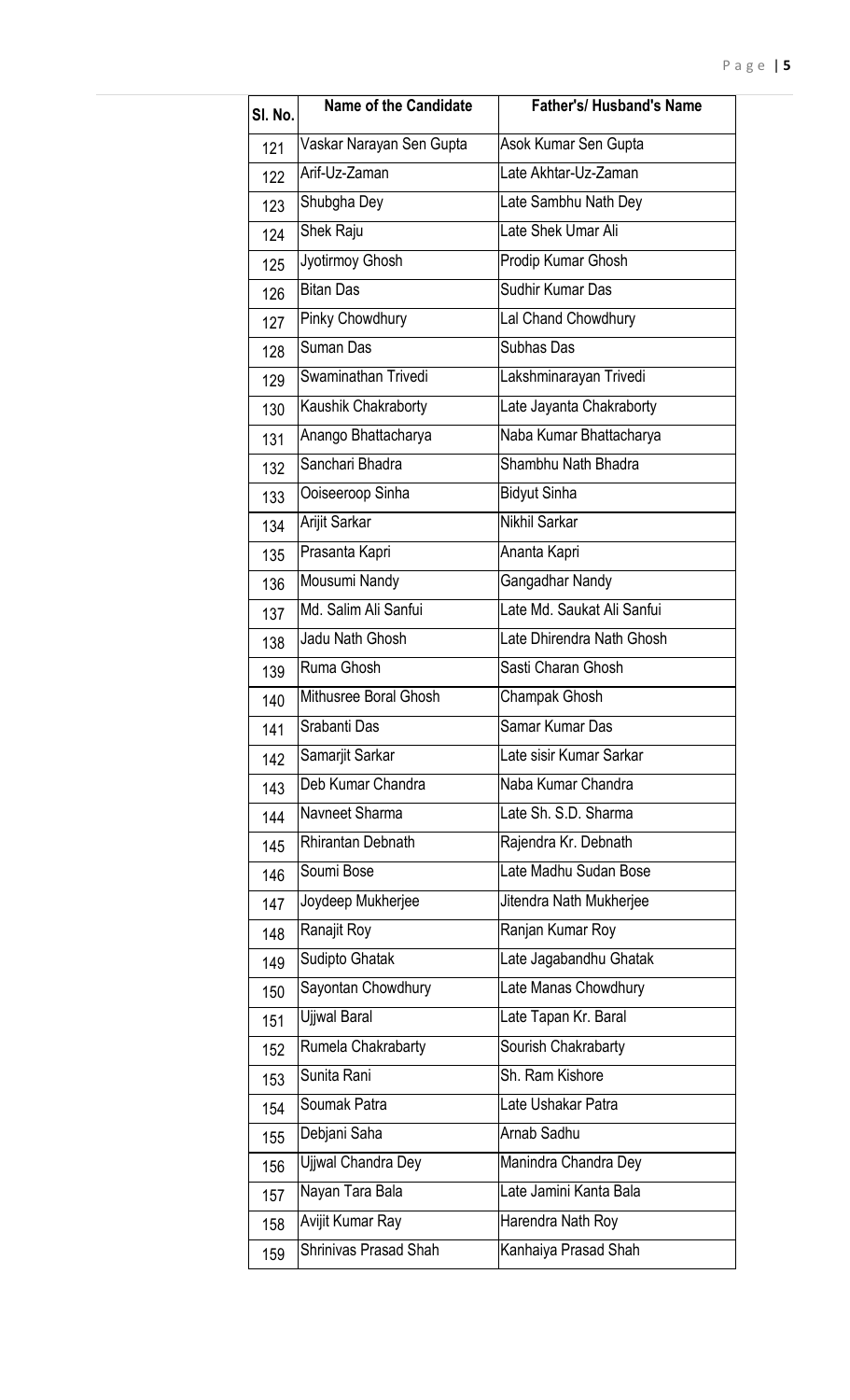| Sl. No. | Name of the Candidate | Father's/ Husband's Name |
|---|---|---|
| 121 | Vaskar Narayan Sen Gupta | Asok Kumar Sen Gupta |
| 122 | Arif-Uz-Zaman | Late Akhtar-Uz-Zaman |
| 123 | Shubgha Dey | Late Sambhu Nath Dey |
| 124 | Shek Raju | Late Shek Umar Ali |
| 125 | Jyotirmoy Ghosh | Prodip Kumar Ghosh |
| 126 | Bitan Das | Sudhir Kumar Das |
| 127 | Pinky Chowdhury | Lal Chand Chowdhury |
| 128 | Suman Das | Subhas Das |
| 129 | Swaminathan Trivedi | Lakshminarayan Trivedi |
| 130 | Kaushik Chakraborty | Late Jayanta Chakraborty |
| 131 | Anango Bhattacharya | Naba Kumar Bhattacharya |
| 132 | Sanchari Bhadra | Shambhu Nath Bhadra |
| 133 | Ooiseeroop Sinha | Bidyut Sinha |
| 134 | Arijit Sarkar | Nikhil Sarkar |
| 135 | Prasanta Kapri | Ananta Kapri |
| 136 | Mousumi Nandy | Gangadhar Nandy |
| 137 | Md. Salim Ali Sanfui | Late Md. Saukat Ali Sanfui |
| 138 | Jadu Nath Ghosh | Late Dhirendra Nath Ghosh |
| 139 | Ruma Ghosh | Sasti Charan Ghosh |
| 140 | Mithusree Boral Ghosh | Champak Ghosh |
| 141 | Srabanti Das | Samar Kumar Das |
| 142 | Samarjit Sarkar | Late sisir Kumar Sarkar |
| 143 | Deb Kumar Chandra | Naba Kumar Chandra |
| 144 | Navneet Sharma | Late Sh. S.D. Sharma |
| 145 | Rhirantan Debnath | Rajendra Kr. Debnath |
| 146 | Soumi Bose | Late Madhu Sudan Bose |
| 147 | Joydeep Mukherjee | Jitendra Nath Mukherjee |
| 148 | Ranajit Roy | Ranjan Kumar Roy |
| 149 | Sudipto Ghatak | Late Jagabandhu Ghatak |
| 150 | Sayontan Chowdhury | Late Manas Chowdhury |
| 151 | Ujjwal Baral | Late Tapan Kr. Baral |
| 152 | Rumela Chakrabarty | Sourish Chakrabarty |
| 153 | Sunita Rani | Sh. Ram Kishore |
| 154 | Soumak Patra | Late Ushakar Patra |
| 155 | Debjani Saha | Arnab Sadhu |
| 156 | Ujjwal Chandra Dey | Manindra Chandra Dey |
| 157 | Nayan Tara Bala | Late Jamini Kanta Bala |
| 158 | Avijit Kumar Ray | Harendra Nath Roy |
| 159 | Shrinivas Prasad Shah | Kanhaiya Prasad Shah |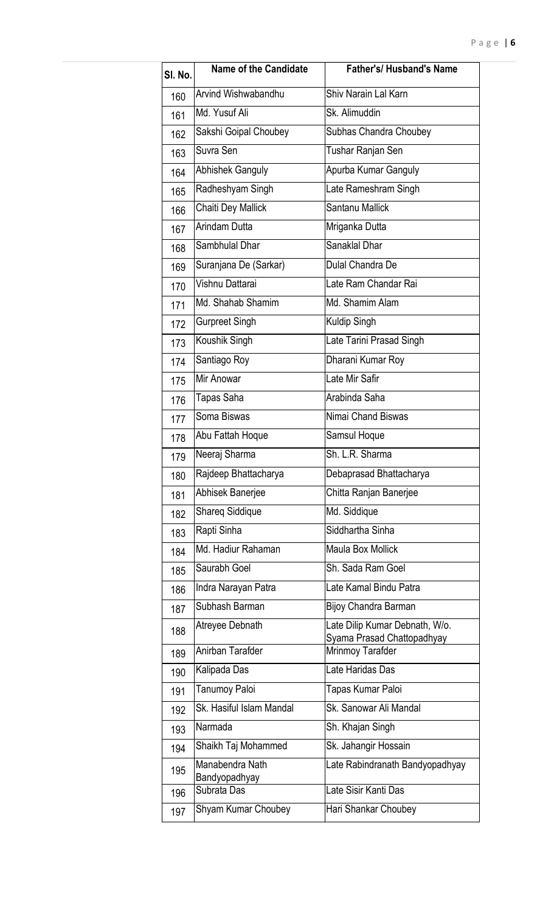| Sl. No. | Name of the Candidate | Father's/ Husband's Name |
|---|---|---|
| 160 | Arvind Wishwabandhu | Shiv Narain Lal Karn |
| 161 | Md. Yusuf Ali | Sk. Alimuddin |
| 162 | Sakshi Goipal Choubey | Subhas Chandra Choubey |
| 163 | Suvra Sen | Tushar Ranjan Sen |
| 164 | Abhishek Ganguly | Apurba Kumar Ganguly |
| 165 | Radheshyam Singh | Late Rameshram Singh |
| 166 | Chaiti Dey Mallick | Santanu Mallick |
| 167 | Arindam Dutta | Mriganka Dutta |
| 168 | Sambhulal Dhar | Sanaklal Dhar |
| 169 | Suranjana De (Sarkar) | Dulal Chandra De |
| 170 | Vishnu Dattarai | Late Ram Chandar Rai |
| 171 | Md. Shahab Shamim | Md. Shamim Alam |
| 172 | Gurpreet Singh | Kuldip Singh |
| 173 | Koushik Singh | Late Tarini Prasad Singh |
| 174 | Santiago Roy | Dharani Kumar Roy |
| 175 | Mir Anowar | Late Mir Safir |
| 176 | Tapas Saha | Arabinda Saha |
| 177 | Soma Biswas | Nimai Chand Biswas |
| 178 | Abu Fattah Hoque | Samsul Hoque |
| 179 | Neeraj Sharma | Sh. L.R. Sharma |
| 180 | Rajdeep Bhattacharya | Debaprasad Bhattacharya |
| 181 | Abhisek Banerjee | Chitta Ranjan Banerjee |
| 182 | Shareq Siddique | Md. Siddique |
| 183 | Rapti Sinha | Siddhartha Sinha |
| 184 | Md. Hadiur Rahaman | Maula Box Mollick |
| 185 | Saurabh Goel | Sh. Sada Ram Goel |
| 186 | Indra Narayan Patra | Late Kamal Bindu Patra |
| 187 | Subhash Barman | Bijoy Chandra Barman |
| 188 | Atreyee Debnath | Late Dilip Kumar Debnath, W/o. Syama Prasad Chattopadhyay |
| 189 | Anirban Tarafder | Mrinmoy Tarafder |
| 190 | Kalipada Das | Late Haridas Das |
| 191 | Tanumoy Paloi | Tapas Kumar Paloi |
| 192 | Sk. Hasiful Islam Mandal | Sk. Sanowar Ali Mandal |
| 193 | Narmada | Sh. Khajan Singh |
| 194 | Shaikh Taj Mohammed | Sk. Jahangir Hossain |
| 195 | Manabendra Nath Bandyopadhyay | Late Rabindranath Bandyopadhyay |
| 196 | Subrata Das | Late Sisir Kanti Das |
| 197 | Shyam Kumar Choubey | Hari Shankar Choubey |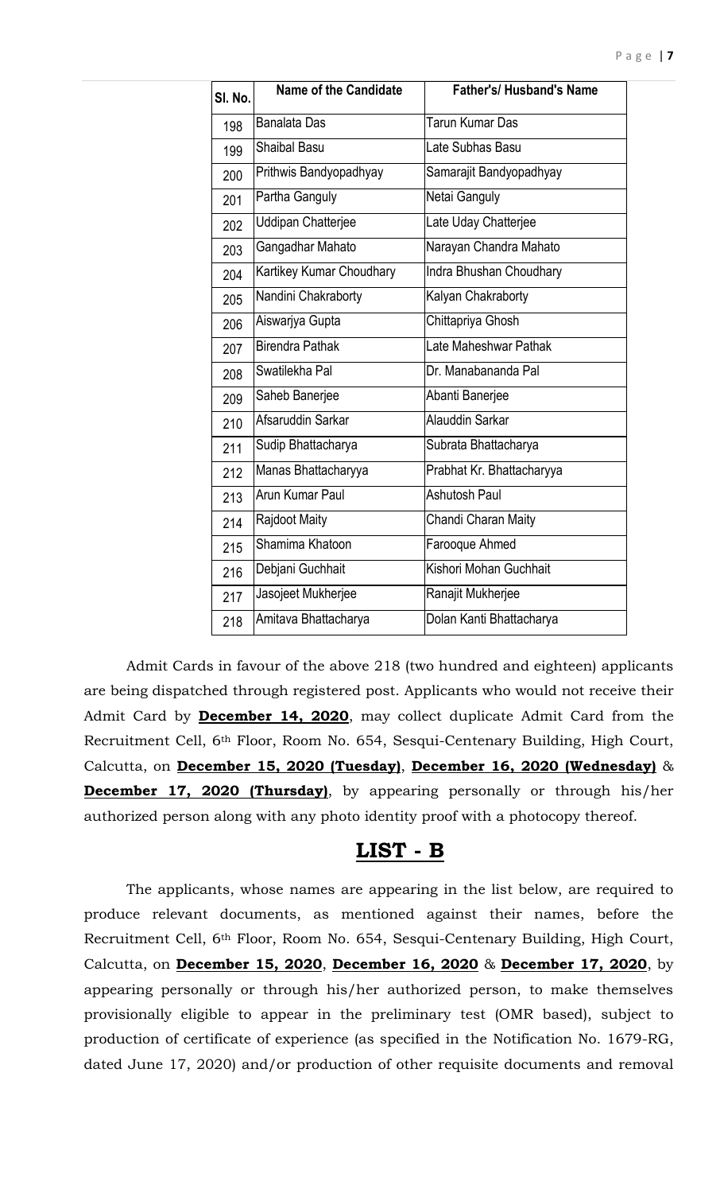| Sl. No. | Name of the Candidate | Father's/ Husband's Name |
|---|---|---|
| 198 | Banalata Das | Tarun Kumar Das |
| 199 | Shaibal Basu | Late Subhas Basu |
| 200 | Prithwis Bandyopadhyay | Samarajit Bandyopadhyay |
| 201 | Partha Ganguly | Netai Ganguly |
| 202 | Uddipan Chatterjee | Late Uday Chatterjee |
| 203 | Gangadhar Mahato | Narayan Chandra Mahato |
| 204 | Kartikey Kumar Choudhary | Indra Bhushan Choudhary |
| 205 | Nandini Chakraborty | Kalyan Chakraborty |
| 206 | Aiswarjya Gupta | Chittapriya Ghosh |
| 207 | Birendra Pathak | Late Maheshwar Pathak |
| 208 | Swatilekha Pal | Dr. Manabananda Pal |
| 209 | Saheb Banerjee | Abanti Banerjee |
| 210 | Afsaruddin Sarkar | Alauddin Sarkar |
| 211 | Sudip Bhattacharya | Subrata Bhattacharya |
| 212 | Manas Bhattacharyya | Prabhat Kr. Bhattacharyya |
| 213 | Arun Kumar Paul | Ashutosh Paul |
| 214 | Rajdoot Maity | Chandi Charan Maity |
| 215 | Shamima Khatoon | Farooque Ahmed |
| 216 | Debjani Guchhait | Kishori Mohan Guchhait |
| 217 | Jasojeet Mukherjee | Ranajit Mukherjee |
| 218 | Amitava Bhattacharya | Dolan Kanti Bhattacharya |

Admit Cards in favour of the above 218 (two hundred and eighteen) applicants are being dispatched through registered post. Applicants who would not receive their Admit Card by **December 14, 2020**, may collect duplicate Admit Card from the Recruitment Cell, 6th Floor, Room No. 654, Sesqui-Centenary Building, High Court, Calcutta, on **December 15, 2020 (Tuesday)**, **December 16, 2020 (Wednesday)** & **December 17, 2020 (Thursday)**, by appearing personally or through his/her authorized person along with any photo identity proof with a photocopy thereof.

## LIST - B

The applicants, whose names are appearing in the list below, are required to produce relevant documents, as mentioned against their names, before the Recruitment Cell, 6th Floor, Room No. 654, Sesqui-Centenary Building, High Court, Calcutta, on **December 15, 2020**, **December 16, 2020** & **December 17, 2020**, by appearing personally or through his/her authorized person, to make themselves provisionally eligible to appear in the preliminary test (OMR based), subject to production of certificate of experience (as specified in the Notification No. 1679-RG, dated June 17, 2020) and/or production of other requisite documents and removal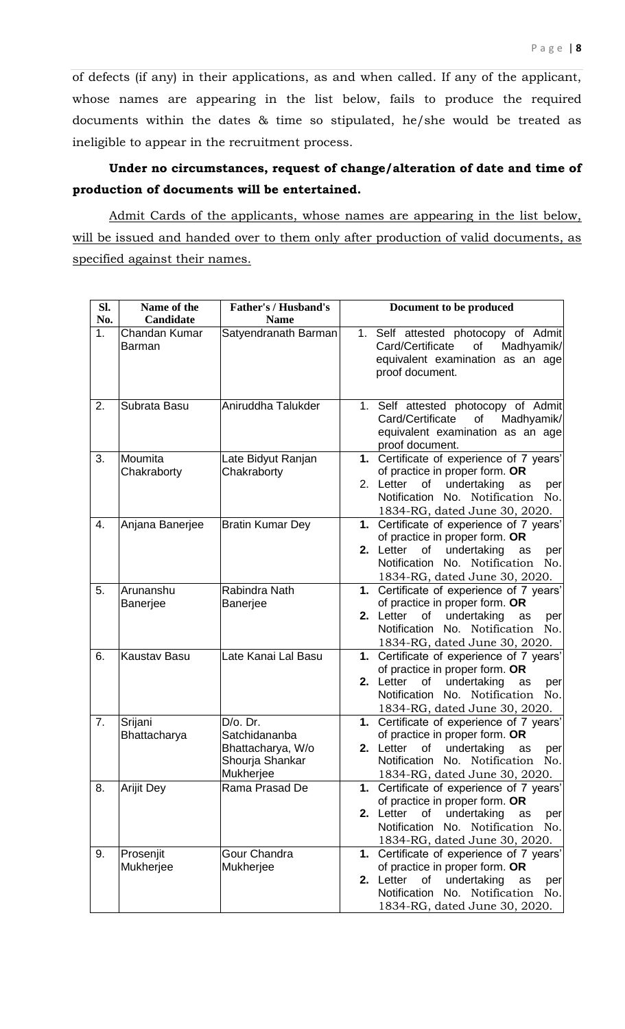of defects (if any) in their applications, as and when called. If any of the applicant, whose names are appearing in the list below, fails to produce the required documents within the dates & time so stipulated, he/she would be treated as ineligible to appear in the recruitment process.

**Under no circumstances, request of change/alteration of date and time of production of documents will be entertained.**

Admit Cards of the applicants, whose names are appearing in the list below, will be issued and handed over to them only after production of valid documents, as specified against their names.

| Sl. No. | Name of the Candidate | Father's / Husband's Name | Document to be produced |
|---|---|---|---|
| 1. | Chandan Kumar Barman | Satyendranath Barman | 1. Self attested photocopy of Admit Card/Certificate of Madhyamik/ equivalent examination as an age proof document. |
| 2. | Subrata Basu | Aniruddha Talukder | 1. Self attested photocopy of Admit Card/Certificate of Madhyamik/ equivalent examination as an age proof document. |
| 3. | Moumita Chakraborty | Late Bidyut Ranjan Chakraborty | **1.** Certificate of experience of 7 years' of practice in proper form. **OR** 2. Letter of undertaking as per Notification No. Notification No. 1834-RG, dated June 30, 2020. |
| 4. | Anjana Banerjee | Bratin Kumar Dey | **1.** Certificate of experience of 7 years' of practice in proper form. **OR** **2.** Letter of undertaking as per Notification No. Notification No. 1834-RG, dated June 30, 2020. |
| 5. | Arunanshu Banerjee | Rabindra Nath Banerjee | **1.** Certificate of experience of 7 years' of practice in proper form. **OR** **2.** Letter of undertaking as per Notification No. Notification No. 1834-RG, dated June 30, 2020. |
| 6. | Kaustav Basu | Late Kanai Lal Basu | **1.** Certificate of experience of 7 years' of practice in proper form. **OR** **2.** Letter of undertaking as per Notification No. Notification No. 1834-RG, dated June 30, 2020. |
| 7. | Srijani Bhattacharya | D/o. Dr. Satchidananba Bhattacharya, W/o Shourja Shankar Mukherjee | **1.** Certificate of experience of 7 years' of practice in proper form. **OR** **2.** Letter of undertaking as per Notification No. Notification No. 1834-RG, dated June 30, 2020. |
| 8. | Arijit Dey | Rama Prasad De | **1.** Certificate of experience of 7 years' of practice in proper form. **OR** **2.** Letter of undertaking as per Notification No. Notification No. 1834-RG, dated June 30, 2020. |
| 9. | Prosenjit Mukherjee | Gour Chandra Mukherjee | **1.** Certificate of experience of 7 years' of practice in proper form. **OR** **2.** Letter of undertaking as per Notification No. Notification No. 1834-RG, dated June 30, 2020. |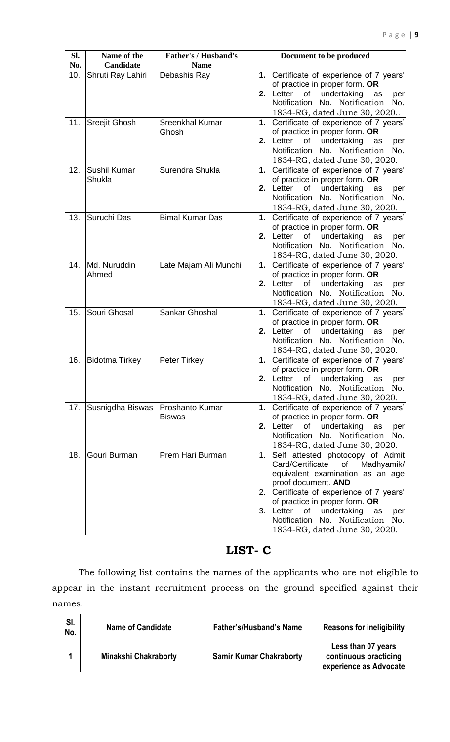| Sl. No. | Name of the Candidate | Father's / Husband's Name | Document to be produced |
|---|---|---|---|
| 10. | Shruti Ray Lahiri | Debashis Ray | **1.** Certificate of experience of 7 years' of practice in proper form. **OR** **2.** Letter of undertaking as per Notification No. Notification No. 1834-RG, dated June 30, 2020.. |
| 11. | Sreejit Ghosh | Sreenkhal Kumar Ghosh | **1.** Certificate of experience of 7 years' of practice in proper form. **OR** **2.** Letter of undertaking as per Notification No. Notification No. 1834-RG, dated June 30, 2020. |
| 12. | Sushil Kumar Shukla | Surendra Shukla | **1.** Certificate of experience of 7 years' of practice in proper form. **OR** **2.** Letter of undertaking as per Notification No. Notification No. 1834-RG, dated June 30, 2020. |
| 13. | Suruchi Das | Bimal Kumar Das | **1.** Certificate of experience of 7 years' of practice in proper form. **OR** **2.** Letter of undertaking as per Notification No. Notification No. 1834-RG, dated June 30, 2020. |
| 14. | Md. Nuruddin Ahmed | Late Majam Ali Munchi | **1.** Certificate of experience of 7 years' of practice in proper form. **OR** **2.** Letter of undertaking as per Notification No. Notification No. 1834-RG, dated June 30, 2020. |
| 15. | Souri Ghosal | Sankar Ghoshal | **1.** Certificate of experience of 7 years' of practice in proper form. **OR** **2.** Letter of undertaking as per Notification No. Notification No. 1834-RG, dated June 30, 2020. |
| 16. | Bidotma Tirkey | Peter Tirkey | **1.** Certificate of experience of 7 years' of practice in proper form. **OR** **2.** Letter of undertaking as per Notification No. Notification No. 1834-RG, dated June 30, 2020. |
| 17. | Susnigdha Biswas | Proshanto Kumar Biswas | **1.** Certificate of experience of 7 years' of practice in proper form. **OR** **2.** Letter of undertaking as per Notification No. Notification No. 1834-RG, dated June 30, 2020. |
| 18. | Gouri Burman | Prem Hari Burman | 1. Self attested photocopy of Admit Card/Certificate of Madhyamik/ equivalent examination as an age proof document. **AND** 2. Certificate of experience of 7 years' of practice in proper form. **OR** 3. Letter of undertaking as per Notification No. Notification No. 1834-RG, dated June 30, 2020. |

## LIST- C

The following list contains the names of the applicants who are not eligible to appear in the instant recruitment process on the ground specified against their names.

| Sl. No. | Name of Candidate | Father's/Husband's Name | Reasons for ineligibility |
|---|---|---|---|
| **1** | **Minakshi Chakraborty** | **Samir Kumar Chakraborty** | **Less than 07 years continuous practicing experience as Advocate** |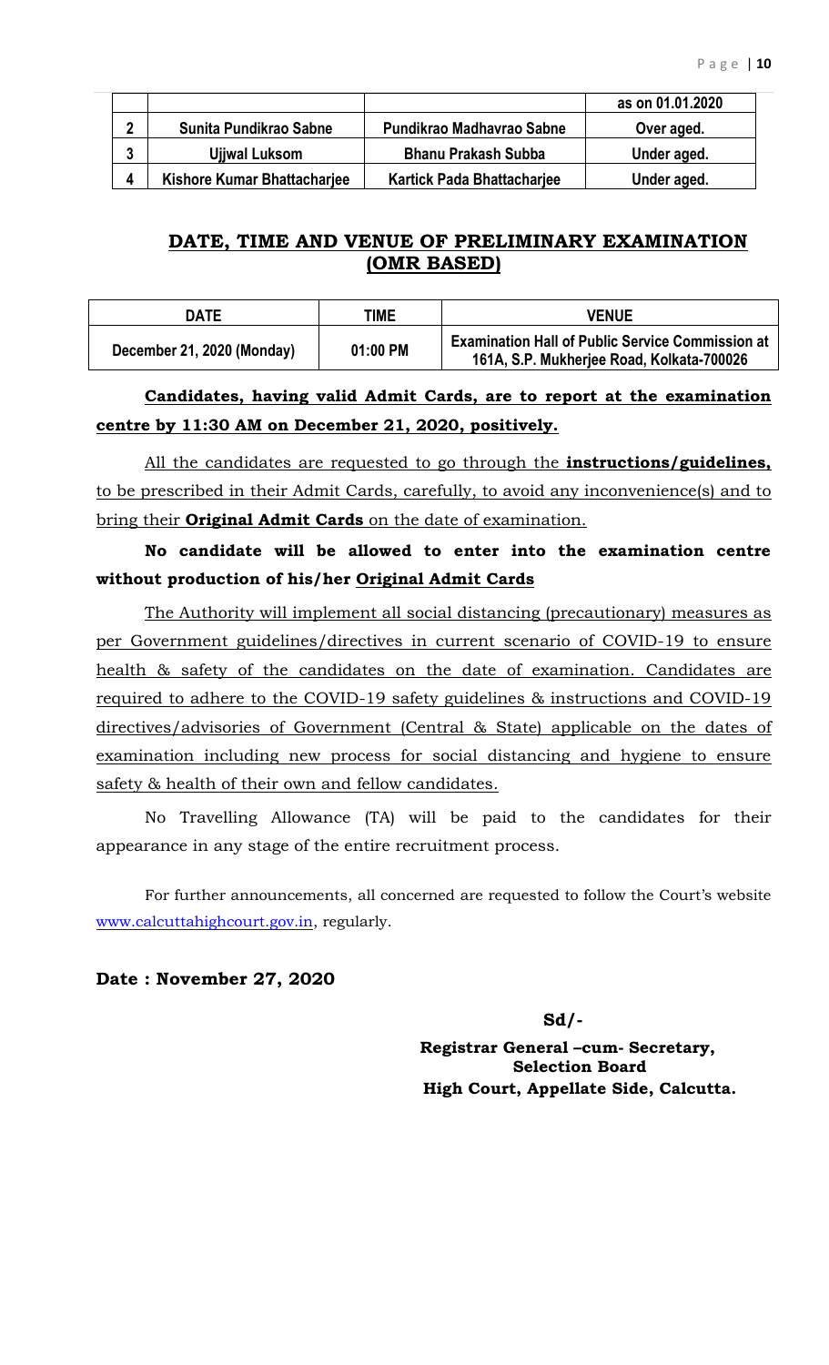| | | | as on 01.01.2020 |
|---|---|---|---|
| **2** | **Sunita Pundikrao Sabne** | **Pundikrao Madhavrao Sabne** | **Over aged.** |
| **3** | **Ujjwal Luksom** | **Bhanu Prakash Subba** | **Under aged.** |
| **4** | **Kishore Kumar Bhattacharjee** | **Kartick Pada Bhattacharjee** | **Under aged.** |

## DATE, TIME AND VENUE OF PRELIMINARY EXAMINATION (OMR BASED)

| DATE | TIME | VENUE |
|---|---|---|
| **December 21, 2020 (Monday)** | **01:00 PM** | **Examination Hall of Public Service Commission at 161A, S.P. Mukherjee Road, Kolkata-700026** |

**Candidates, having valid Admit Cards, are to report at the examination centre by 11:30 AM on December 21, 2020, positively.**

All the candidates are requested to go through the **instructions/guidelines,** to be prescribed in their Admit Cards, carefully, to avoid any inconvenience(s) and to bring their **Original Admit Cards** on the date of examination.

**No candidate will be allowed to enter into the examination centre without production of his/her Original Admit Cards**

The Authority will implement all social distancing (precautionary) measures as per Government guidelines/directives in current scenario of COVID-19 to ensure health & safety of the candidates on the date of examination. Candidates are required to adhere to the COVID-19 safety guidelines & instructions and COVID-19 directives/advisories of Government (Central & State) applicable on the dates of examination including new process for social distancing and hygiene to ensure safety & health of their own and fellow candidates.

No Travelling Allowance (TA) will be paid to the candidates for their appearance in any stage of the entire recruitment process.

For further announcements, all concerned are requested to follow the Court's website www.calcuttahighcourt.gov.in, regularly.

**Date : November 27, 2020**

**Sd/-**

**Registrar General –cum- Secretary,**
**Selection Board**
**High Court, Appellate Side, Calcutta.**